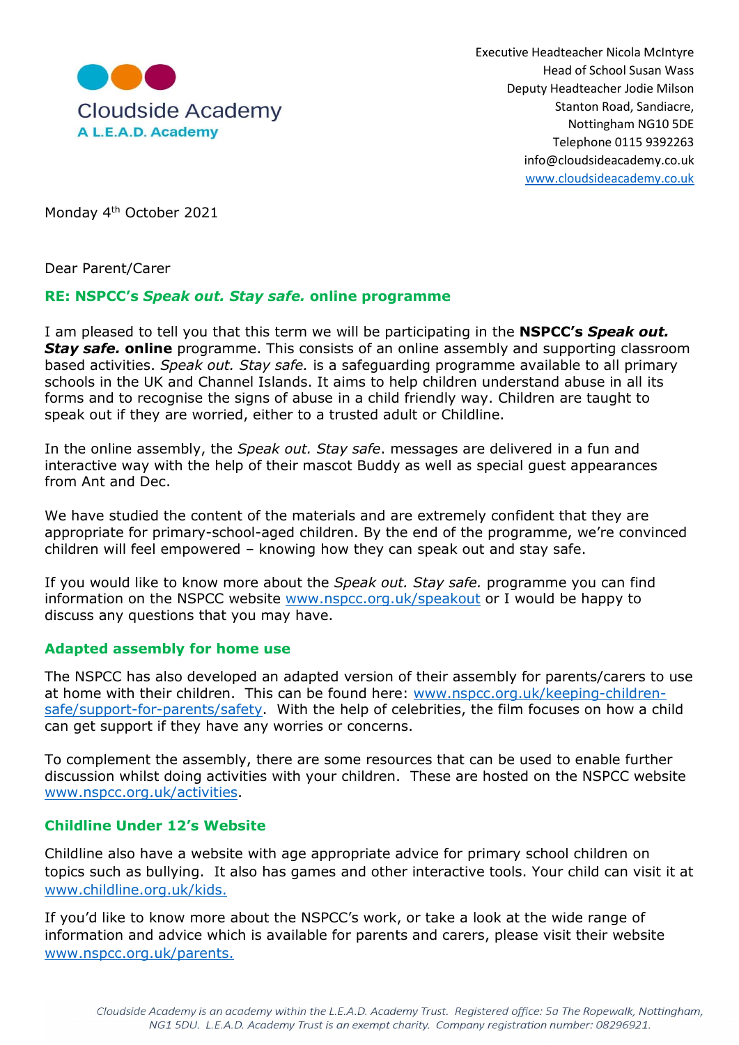Cloudside Academy
A L.E.A.D. Academy

Executive Headteacher Nicola McIntyre
Head of School Susan Wass
Deputy Headteacher Jodie Milson
Stanton Road, Sandiacre,
Nottingham NG10 5DE
Telephone 0115 9392263
info@cloudsideacademy.co.uk
www.cloudsideacademy.co.uk

Monday 4th October 2021

Dear Parent/Carer

**RE: NSPCC's *Speak out. Stay safe.* online programme**

I am pleased to tell you that this term we will be participating in the **NSPCC's *Speak out. Stay safe.* online** programme. This consists of an online assembly and supporting classroom based activities. *Speak out. Stay safe.* is a safeguarding programme available to all primary schools in the UK and Channel Islands. It aims to help children understand abuse in all its forms and to recognise the signs of abuse in a child friendly way. Children are taught to speak out if they are worried, either to a trusted adult or Childline.

In the online assembly, the *Speak out. Stay safe*. messages are delivered in a fun and interactive way with the help of their mascot Buddy as well as special guest appearances from Ant and Dec.

We have studied the content of the materials and are extremely confident that they are appropriate for primary-school-aged children. By the end of the programme, we're convinced children will feel empowered – knowing how they can speak out and stay safe.

If you would like to know more about the *Speak out. Stay safe.* programme you can find information on the NSPCC website www.nspcc.org.uk/speakout or I would be happy to discuss any questions that you may have.

## Adapted assembly for home use

The NSPCC has also developed an adapted version of their assembly for parents/carers to use at home with their children. This can be found here: www.nspcc.org.uk/keeping-children-safe/support-for-parents/safety. With the help of celebrities, the film focuses on how a child can get support if they have any worries or concerns.

To complement the assembly, there are some resources that can be used to enable further discussion whilst doing activities with your children. These are hosted on the NSPCC website www.nspcc.org.uk/activities.

## Childline Under 12's Website

Childline also have a website with age appropriate advice for primary school children on topics such as bullying. It also has games and other interactive tools. Your child can visit it at www.childline.org.uk/kids.

If you'd like to know more about the NSPCC's work, or take a look at the wide range of information and advice which is available for parents and carers, please visit their website www.nspcc.org.uk/parents.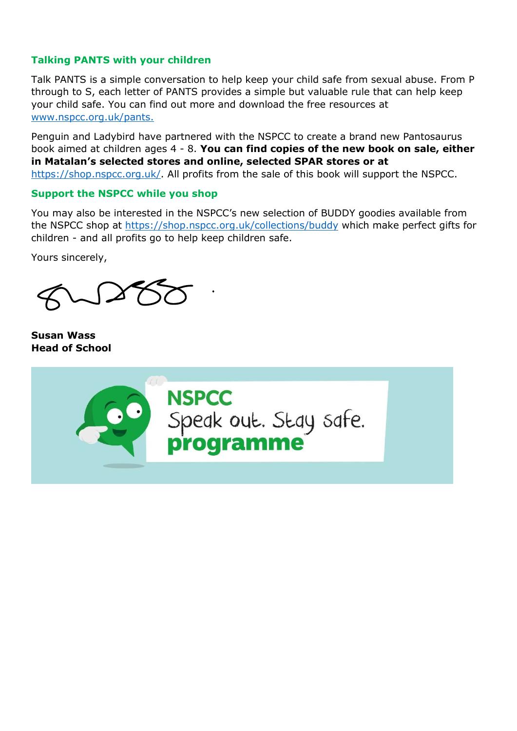### Talking PANTS with your children

Talk PANTS is a simple conversation to help keep your child safe from sexual abuse. From P through to S, each letter of PANTS provides a simple but valuable rule that can help keep your child safe. You can find out more and download the free resources at www.nspcc.org.uk/pants.

Penguin and Ladybird have partnered with the NSPCC to create a brand new Pantosaurus book aimed at children ages 4 - 8. **You can find copies of the new book on sale, either in Matalan's selected stores and online, selected SPAR stores or at** https://shop.nspcc.org.uk/. All profits from the sale of this book will support the NSPCC.

### Support the NSPCC while you shop

You may also be interested in the NSPCC's new selection of BUDDY goodies available from the NSPCC shop at https://shop.nspcc.org.uk/collections/buddy which make perfect gifts for children - and all profits go to help keep children safe.

Yours sincerely,

**Susan Wass**
**Head of School**

NSPCC
Speak out. Stay safe.
programme